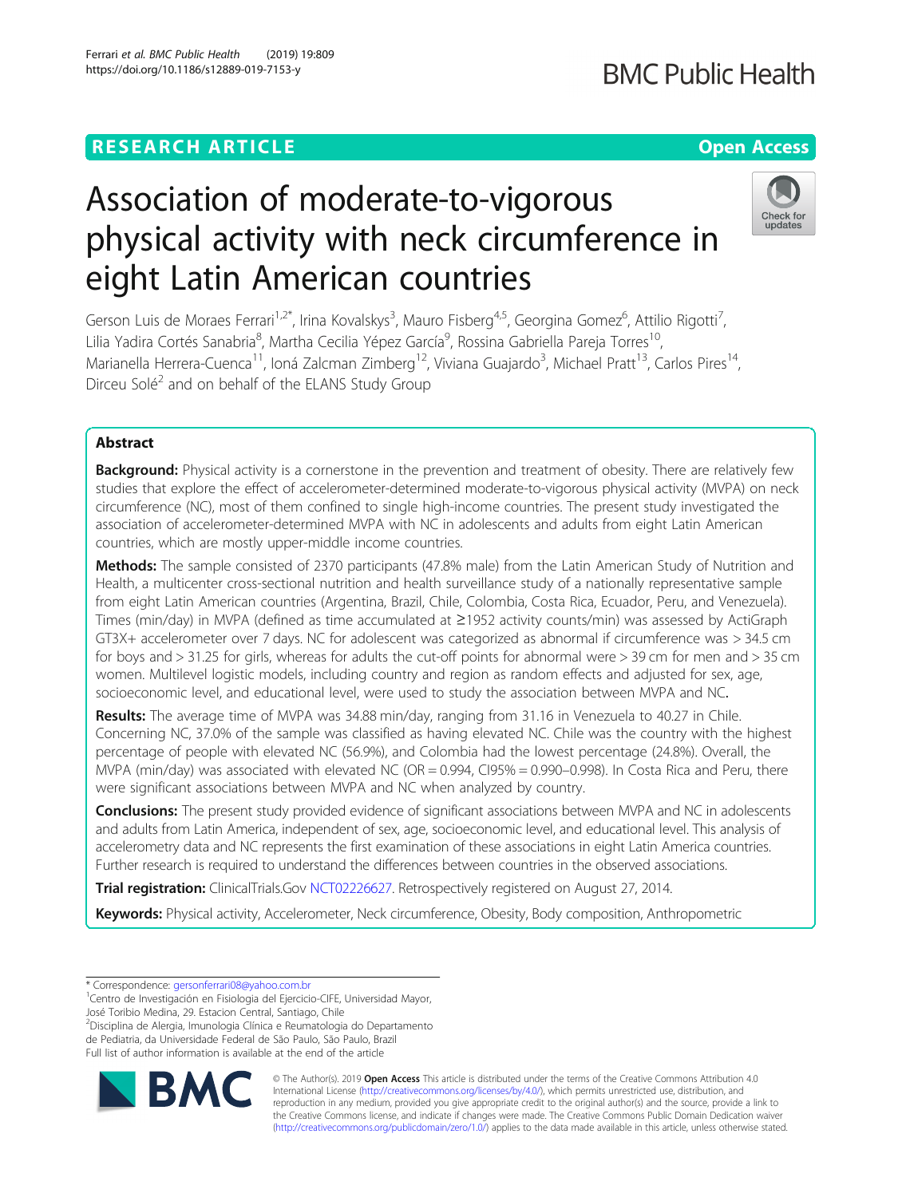RESEARCH ARTICLE

Open Access

# Association of moderate-to-vigorous physical activity with neck circumference in eight Latin American countries

Gerson Luis de Moraes Ferrari[1,2*], Irina Kovalskys[3], Mauro Fisberg[4,5], Georgina Gomez[6], Attilio Rigotti[7], Lilia Yadira Cortés Sanabria[8], Martha Cecilia Yépez García[9], Rossina Gabriella Pareja Torres[10], Marianella Herrera-Cuenca[11], Ioná Zalcman Zimberg[12], Viviana Guajardo[3], Michael Pratt[13], Carlos Pires[14], Dirceu Solé[2] and on behalf of the ELANS Study Group

## Abstract

**Background:** Physical activity is a cornerstone in the prevention and treatment of obesity. There are relatively few studies that explore the effect of accelerometer-determined moderate-to-vigorous physical activity (MVPA) on neck circumference (NC), most of them confined to single high-income countries. The present study investigated the association of accelerometer-determined MVPA with NC in adolescents and adults from eight Latin American countries, which are mostly upper-middle income countries.

**Methods:** The sample consisted of 2370 participants (47.8% male) from the Latin American Study of Nutrition and Health, a multicenter cross-sectional nutrition and health surveillance study of a nationally representative sample from eight Latin American countries (Argentina, Brazil, Chile, Colombia, Costa Rica, Ecuador, Peru, and Venezuela). Times (min/day) in MVPA (defined as time accumulated at ≥1952 activity counts/min) was assessed by ActiGraph GT3X+ accelerometer over 7 days. NC for adolescent was categorized as abnormal if circumference was > 34.5 cm for boys and > 31.25 for girls, whereas for adults the cut-off points for abnormal were > 39 cm for men and > 35 cm women. Multilevel logistic models, including country and region as random effects and adjusted for sex, age, socioeconomic level, and educational level, were used to study the association between MVPA and NC.

**Results:** The average time of MVPA was 34.88 min/day, ranging from 31.16 in Venezuela to 40.27 in Chile. Concerning NC, 37.0% of the sample was classified as having elevated NC. Chile was the country with the highest percentage of people with elevated NC (56.9%), and Colombia had the lowest percentage (24.8%). Overall, the MVPA (min/day) was associated with elevated NC (OR = 0.994, CI95% = 0.990–0.998). In Costa Rica and Peru, there were significant associations between MVPA and NC when analyzed by country.

**Conclusions:** The present study provided evidence of significant associations between MVPA and NC in adolescents and adults from Latin America, independent of sex, age, socioeconomic level, and educational level. This analysis of accelerometry data and NC represents the first examination of these associations in eight Latin America countries. Further research is required to understand the differences between countries in the observed associations.

**Trial registration:** ClinicalTrials.Gov NCT02226627. Retrospectively registered on August 27, 2014.

**Keywords:** Physical activity, Accelerometer, Neck circumference, Obesity, Body composition, Anthropometric

---

\* Correspondence: gersonferrari08@yahoo.com.br
[1]Centro de Investigación en Fisiologia del Ejercicio-CIFE, Universidad Mayor, José Toribio Medina, 29. Estacion Central, Santiago, Chile
[2]Disciplina de Alergia, Imunologia Clínica e Reumatologia do Departamento de Pediatria, da Universidade Federal de São Paulo, São Paulo, Brazil
Full list of author information is available at the end of the article

© The Author(s). 2019 **Open Access** This article is distributed under the terms of the Creative Commons Attribution 4.0 International License (http://creativecommons.org/licenses/by/4.0/), which permits unrestricted use, distribution, and reproduction in any medium, provided you give appropriate credit to the original author(s) and the source, provide a link to the Creative Commons license, and indicate if changes were made. The Creative Commons Public Domain Dedication waiver (http://creativecommons.org/publicdomain/zero/1.0/) applies to the data made available in this article, unless otherwise stated.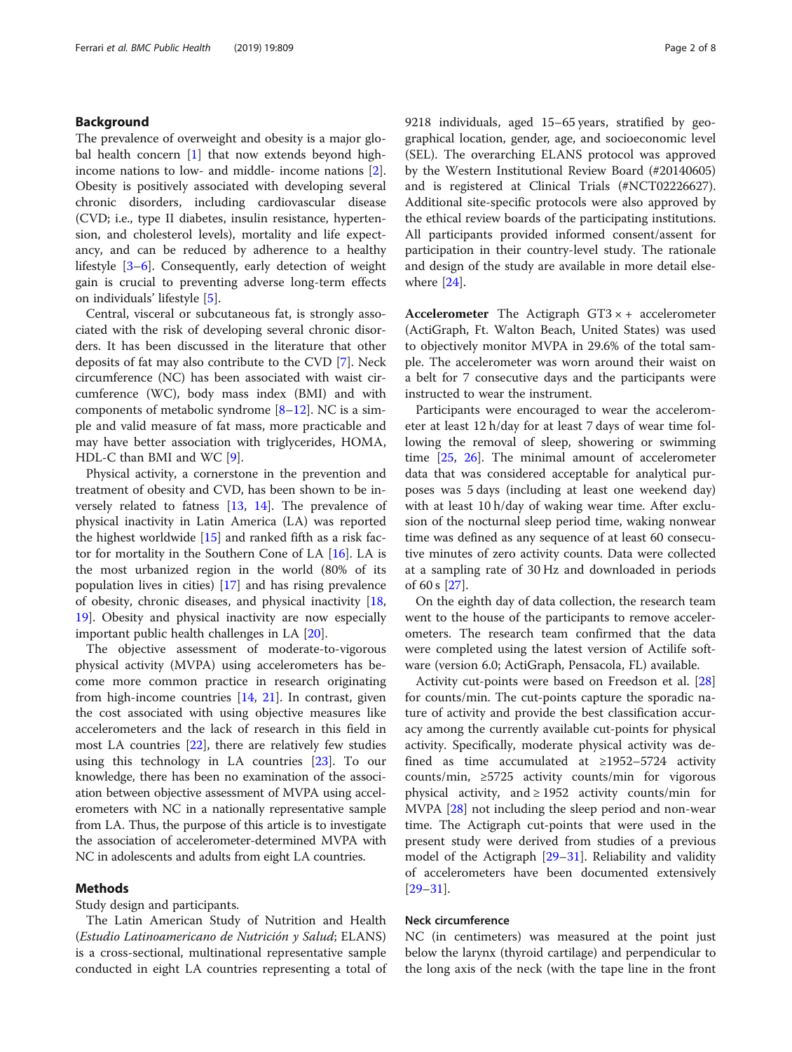## Background

The prevalence of overweight and obesity is a major global health concern [1] that now extends beyond high-income nations to low- and middle- income nations [2]. Obesity is positively associated with developing several chronic disorders, including cardiovascular disease (CVD; i.e., type II diabetes, insulin resistance, hypertension, and cholesterol levels), mortality and life expectancy, and can be reduced by adherence to a healthy lifestyle [3–6]. Consequently, early detection of weight gain is crucial to preventing adverse long-term effects on individuals' lifestyle [5].

Central, visceral or subcutaneous fat, is strongly associated with the risk of developing several chronic disorders. It has been discussed in the literature that other deposits of fat may also contribute to the CVD [7]. Neck circumference (NC) has been associated with waist circumference (WC), body mass index (BMI) and with components of metabolic syndrome [8–12]. NC is a simple and valid measure of fat mass, more practicable and may have better association with triglycerides, HOMA, HDL-C than BMI and WC [9].

Physical activity, a cornerstone in the prevention and treatment of obesity and CVD, has been shown to be inversely related to fatness [13, 14]. The prevalence of physical inactivity in Latin America (LA) was reported the highest worldwide [15] and ranked fifth as a risk factor for mortality in the Southern Cone of LA [16]. LA is the most urbanized region in the world (80% of its population lives in cities) [17] and has rising prevalence of obesity, chronic diseases, and physical inactivity [18, 19]. Obesity and physical inactivity are now especially important public health challenges in LA [20].

The objective assessment of moderate-to-vigorous physical activity (MVPA) using accelerometers has become more common practice in research originating from high-income countries [14, 21]. In contrast, given the cost associated with using objective measures like accelerometers and the lack of research in this field in most LA countries [22], there are relatively few studies using this technology in LA countries [23]. To our knowledge, there has been no examination of the association between objective assessment of MVPA using accelerometers with NC in a nationally representative sample from LA. Thus, the purpose of this article is to investigate the association of accelerometer-determined MVPA with NC in adolescents and adults from eight LA countries.

## Methods

Study design and participants.

The Latin American Study of Nutrition and Health (*Estudio Latinoamericano de Nutrición y Salud*; ELANS) is a cross-sectional, multinational representative sample conducted in eight LA countries representing a total of 9218 individuals, aged 15–65 years, stratified by geographical location, gender, age, and socioeconomic level (SEL). The overarching ELANS protocol was approved by the Western Institutional Review Board (#20140605) and is registered at Clinical Trials (#NCT02226627). Additional site-specific protocols were also approved by the ethical review boards of the participating institutions. All participants provided informed consent/assent for participation in their country-level study. The rationale and design of the study are available in more detail elsewhere [24].

**Accelerometer** The Actigraph GT3 × + accelerometer (ActiGraph, Ft. Walton Beach, United States) was used to objectively monitor MVPA in 29.6% of the total sample. The accelerometer was worn around their waist on a belt for 7 consecutive days and the participants were instructed to wear the instrument.

Participants were encouraged to wear the accelerometer at least 12 h/day for at least 7 days of wear time following the removal of sleep, showering or swimming time [25, 26]. The minimal amount of accelerometer data that was considered acceptable for analytical purposes was 5 days (including at least one weekend day) with at least 10 h/day of waking wear time. After exclusion of the nocturnal sleep period time, waking nonwear time was defined as any sequence of at least 60 consecutive minutes of zero activity counts. Data were collected at a sampling rate of 30 Hz and downloaded in periods of 60 s [27].

On the eighth day of data collection, the research team went to the house of the participants to remove accelerometers. The research team confirmed that the data were completed using the latest version of Actilife software (version 6.0; ActiGraph, Pensacola, FL) available.

Activity cut-points were based on Freedson et al. [28] for counts/min. The cut-points capture the sporadic nature of activity and provide the best classification accuracy among the currently available cut-points for physical activity. Specifically, moderate physical activity was defined as time accumulated at ≥1952–5724 activity counts/min, ≥5725 activity counts/min for vigorous physical activity, and ≥ 1952 activity counts/min for MVPA [28] not including the sleep period and non-wear time. The Actigraph cut-points that were used in the present study were derived from studies of a previous model of the Actigraph [29–31]. Reliability and validity of accelerometers have been documented extensively [29–31].

### Neck circumference

NC (in centimeters) was measured at the point just below the larynx (thyroid cartilage) and perpendicular to the long axis of the neck (with the tape line in the front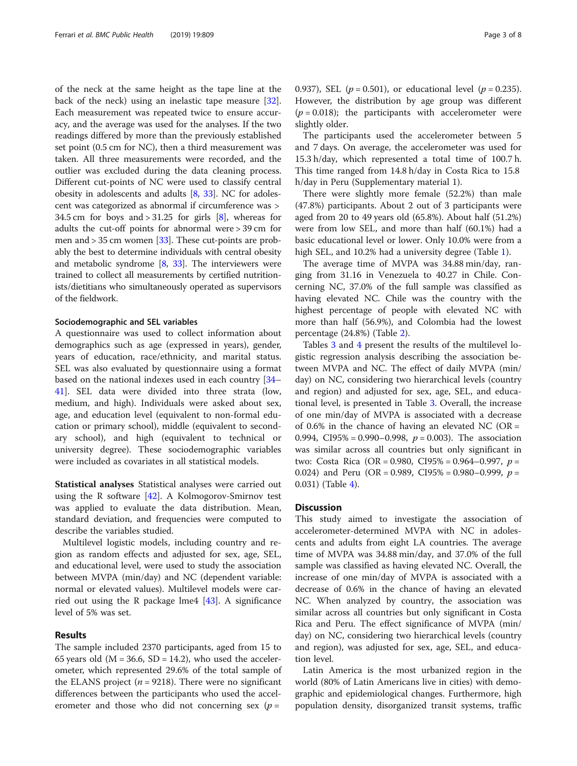of the neck at the same height as the tape line at the back of the neck) using an inelastic tape measure [32]. Each measurement was repeated twice to ensure accuracy, and the average was used for the analyses. If the two readings differed by more than the previously established set point (0.5 cm for NC), then a third measurement was taken. All three measurements were recorded, and the outlier was excluded during the data cleaning process. Different cut-points of NC were used to classify central obesity in adolescents and adults [8, 33]. NC for adolescent was categorized as abnormal if circumference was > 34.5 cm for boys and > 31.25 for girls [8], whereas for adults the cut-off points for abnormal were > 39 cm for men and > 35 cm women [33]. These cut-points are probably the best to determine individuals with central obesity and metabolic syndrome [8, 33]. The interviewers were trained to collect all measurements by certified nutritionists/dietitians who simultaneously operated as supervisors of the fieldwork.

#### Sociodemographic and SEL variables

A questionnaire was used to collect information about demographics such as age (expressed in years), gender, years of education, race/ethnicity, and marital status. SEL was also evaluated by questionnaire using a format based on the national indexes used in each country [34–41]. SEL data were divided into three strata (low, medium, and high). Individuals were asked about sex, age, and education level (equivalent to non-formal education or primary school), middle (equivalent to secondary school), and high (equivalent to technical or university degree). These sociodemographic variables were included as covariates in all statistical models.

**Statistical analyses** Statistical analyses were carried out using the R software [42]. A Kolmogorov-Smirnov test was applied to evaluate the data distribution. Mean, standard deviation, and frequencies were computed to describe the variables studied.

Multilevel logistic models, including country and region as random effects and adjusted for sex, age, SEL, and educational level, were used to study the association between MVPA (min/day) and NC (dependent variable: normal or elevated values). Multilevel models were carried out using the R package lme4 [43]. A significance level of 5% was set.

## Results

The sample included 2370 participants, aged from 15 to 65 years old (M = 36.6, SD = 14.2), who used the accelerometer, which represented 29.6% of the total sample of the ELANS project ($n$ = 9218). There were no significant differences between the participants who used the accelerometer and those who did not concerning sex ($p$ = 0.937), SEL ($p$ = 0.501), or educational level ($p$ = 0.235). However, the distribution by age group was different ($p$ = 0.018); the participants with accelerometer were slightly older.

The participants used the accelerometer between 5 and 7 days. On average, the accelerometer was used for 15.3 h/day, which represented a total time of 100.7 h. This time ranged from 14.8 h/day in Costa Rica to 15.8 h/day in Peru (Supplementary material 1).

There were slightly more female (52.2%) than male (47.8%) participants. About 2 out of 3 participants were aged from 20 to 49 years old (65.8%). About half (51.2%) were from low SEL, and more than half (60.1%) had a basic educational level or lower. Only 10.0% were from a high SEL, and 10.2% had a university degree (Table 1).

The average time of MVPA was 34.88 min/day, ranging from 31.16 in Venezuela to 40.27 in Chile. Concerning NC, 37.0% of the full sample was classified as having elevated NC. Chile was the country with the highest percentage of people with elevated NC with more than half (56.9%), and Colombia had the lowest percentage (24.8%) (Table 2).

Tables 3 and 4 present the results of the multilevel logistic regression analysis describing the association between MVPA and NC. The effect of daily MVPA (min/day) on NC, considering two hierarchical levels (country and region) and adjusted for sex, age, SEL, and educational level, is presented in Table 3. Overall, the increase of one min/day of MVPA is associated with a decrease of 0.6% in the chance of having an elevated NC (OR = 0.994, CI95% = 0.990–0.998, $p$ = 0.003). The association was similar across all countries but only significant in two: Costa Rica (OR = 0.980, CI95% = 0.964–0.997, $p$ = 0.024) and Peru (OR = 0.989, CI95% = 0.980–0.999, $p$ = 0.031) (Table 4).

## Discussion

This study aimed to investigate the association of accelerometer-determined MVPA with NC in adolescents and adults from eight LA countries. The average time of MVPA was 34.88 min/day, and 37.0% of the full sample was classified as having elevated NC. Overall, the increase of one min/day of MVPA is associated with a decrease of 0.6% in the chance of having an elevated NC. When analyzed by country, the association was similar across all countries but only significant in Costa Rica and Peru. The effect significance of MVPA (min/day) on NC, considering two hierarchical levels (country and region), was adjusted for sex, age, SEL, and education level.

Latin America is the most urbanized region in the world (80% of Latin Americans live in cities) with demographic and epidemiological changes. Furthermore, high population density, disorganized transit systems, traffic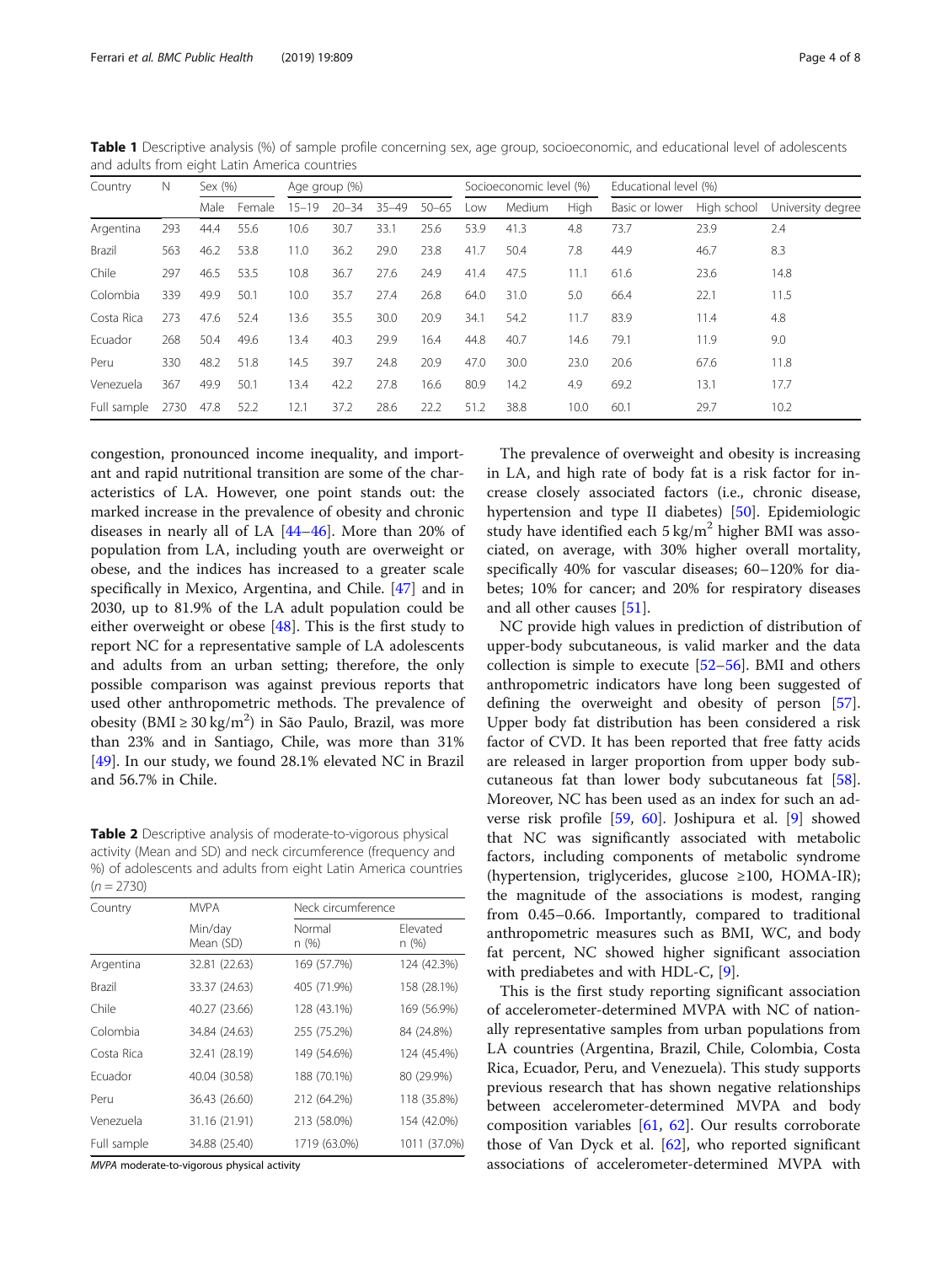**Table 1** Descriptive analysis (%) of sample profile concerning sex, age group, socioeconomic, and educational level of adolescents and adults from eight Latin America countries

| Country | N | Sex (%) | | Age group (%) | | | | Socioeconomic level (%) | | | Educational level (%) | | |
|---|---|---|---|---|---|---|---|---|---|---|---|---|---|
| | | Male | Female | 15–19 | 20–34 | 35–49 | 50–65 | Low | Medium | High | Basic or lower | High school | University degree |
| Argentina | 293 | 44.4 | 55.6 | 10.6 | 30.7 | 33.1 | 25.6 | 53.9 | 41.3 | 4.8 | 73.7 | 23.9 | 2.4 |
| Brazil | 563 | 46.2 | 53.8 | 11.0 | 36.2 | 29.0 | 23.8 | 41.7 | 50.4 | 7.8 | 44.9 | 46.7 | 8.3 |
| Chile | 297 | 46.5 | 53.5 | 10.8 | 36.7 | 27.6 | 24.9 | 41.4 | 47.5 | 11.1 | 61.6 | 23.6 | 14.8 |
| Colombia | 339 | 49.9 | 50.1 | 10.0 | 35.7 | 27.4 | 26.8 | 64.0 | 31.0 | 5.0 | 66.4 | 22.1 | 11.5 |
| Costa Rica | 273 | 47.6 | 52.4 | 13.6 | 35.5 | 30.0 | 20.9 | 34.1 | 54.2 | 11.7 | 83.9 | 11.4 | 4.8 |
| Ecuador | 268 | 50.4 | 49.6 | 13.4 | 40.3 | 29.9 | 16.4 | 44.8 | 40.7 | 14.6 | 79.1 | 11.9 | 9.0 |
| Peru | 330 | 48.2 | 51.8 | 14.5 | 39.7 | 24.8 | 20.9 | 47.0 | 30.0 | 23.0 | 20.6 | 67.6 | 11.8 |
| Venezuela | 367 | 49.9 | 50.1 | 13.4 | 42.2 | 27.8 | 16.6 | 80.9 | 14.2 | 4.9 | 69.2 | 13.1 | 17.7 |
| Full sample | 2730 | 47.8 | 52.2 | 12.1 | 37.2 | 28.6 | 22.2 | 51.2 | 38.8 | 10.0 | 60.1 | 29.7 | 10.2 |

congestion, pronounced income inequality, and important and rapid nutritional transition are some of the characteristics of LA. However, one point stands out: the marked increase in the prevalence of obesity and chronic diseases in nearly all of LA [44–46]. More than 20% of population from LA, including youth are overweight or obese, and the indices has increased to a greater scale specifically in Mexico, Argentina, and Chile. [47] and in 2030, up to 81.9% of the LA adult population could be either overweight or obese [48]. This is the first study to report NC for a representative sample of LA adolescents and adults from an urban setting; therefore, the only possible comparison was against previous reports that used other anthropometric methods. The prevalence of obesity (BMI ≥ 30 kg/m$^2$) in São Paulo, Brazil, was more than 23% and in Santiago, Chile, was more than 31% [49]. In our study, we found 28.1% elevated NC in Brazil and 56.7% in Chile.

**Table 2** Descriptive analysis of moderate-to-vigorous physical activity (Mean and SD) and neck circumference (frequency and %) of adolescents and adults from eight Latin America countries ($n$ = 2730)

| Country | MVPA | Neck circumference | |
|---|---|---|---|
| | Min/day Mean (SD) | Normal n (%) | Elevated n (%) |
| Argentina | 32.81 (22.63) | 169 (57.7%) | 124 (42.3%) |
| Brazil | 33.37 (24.63) | 405 (71.9%) | 158 (28.1%) |
| Chile | 40.27 (23.66) | 128 (43.1%) | 169 (56.9%) |
| Colombia | 34.84 (24.63) | 255 (75.2%) | 84 (24.8%) |
| Costa Rica | 32.41 (28.19) | 149 (54.6%) | 124 (45.4%) |
| Ecuador | 40.04 (30.58) | 188 (70.1%) | 80 (29.9%) |
| Peru | 36.43 (26.60) | 212 (64.2%) | 118 (35.8%) |
| Venezuela | 31.16 (21.91) | 213 (58.0%) | 154 (42.0%) |
| Full sample | 34.88 (25.40) | 1719 (63.0%) | 1011 (37.0%) |

*MVPA* moderate-to-vigorous physical activity

The prevalence of overweight and obesity is increasing in LA, and high rate of body fat is a risk factor for increase closely associated factors (i.e., chronic disease, hypertension and type II diabetes) [50]. Epidemiologic study have identified each 5 kg/m$^2$ higher BMI was associated, on average, with 30% higher overall mortality, specifically 40% for vascular diseases; 60–120% for diabetes; 10% for cancer; and 20% for respiratory diseases and all other causes [51].

NC provide high values in prediction of distribution of upper-body subcutaneous, is valid marker and the data collection is simple to execute [52–56]. BMI and others anthropometric indicators have long been suggested of defining the overweight and obesity of person [57]. Upper body fat distribution has been considered a risk factor of CVD. It has been reported that free fatty acids are released in larger proportion from upper body subcutaneous fat than lower body subcutaneous fat [58]. Moreover, NC has been used as an index for such an adverse risk profile [59, 60]. Joshipura et al. [9] showed that NC was significantly associated with metabolic factors, including components of metabolic syndrome (hypertension, triglycerides, glucose ≥100, HOMA-IR); the magnitude of the associations is modest, ranging from 0.45–0.66. Importantly, compared to traditional anthropometric measures such as BMI, WC, and body fat percent, NC showed higher significant association with prediabetes and with HDL-C, [9].

This is the first study reporting significant association of accelerometer-determined MVPA with NC of nationally representative samples from urban populations from LA countries (Argentina, Brazil, Chile, Colombia, Costa Rica, Ecuador, Peru, and Venezuela). This study supports previous research that has shown negative relationships between accelerometer-determined MVPA and body composition variables [61, 62]. Our results corroborate those of Van Dyck et al. [62], who reported significant associations of accelerometer-determined MVPA with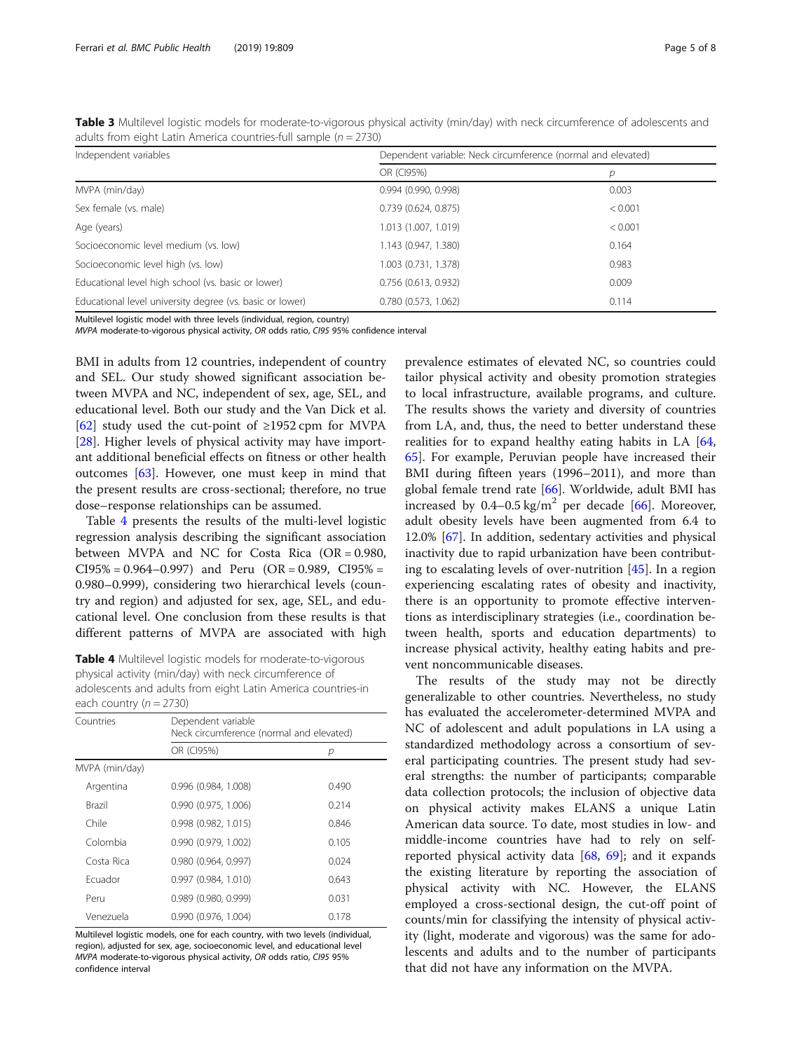**Table 3** Multilevel logistic models for moderate-to-vigorous physical activity (min/day) with neck circumference of adolescents and adults from eight Latin America countries-full sample ($n = 2730$)

| Independent variables | Dependent variable: Neck circumference (normal and elevated) | |
|---|---|---|
| | OR (CI95%) | *p* |
| MVPA (min/day) | 0.994 (0.990, 0.998) | 0.003 |
| Sex female (vs. male) | 0.739 (0.624, 0.875) | < 0.001 |
| Age (years) | 1.013 (1.007, 1.019) | < 0.001 |
| Socioeconomic level medium (vs. low) | 1.143 (0.947, 1.380) | 0.164 |
| Socioeconomic level high (vs. low) | 1.003 (0.731, 1.378) | 0.983 |
| Educational level high school (vs. basic or lower) | 0.756 (0.613, 0.932) | 0.009 |
| Educational level university degree (vs. basic or lower) | 0.780 (0.573, 1.062) | 0.114 |

Multilevel logistic model with three levels (individual, region, country)
*MVPA* moderate-to-vigorous physical activity, *OR* odds ratio, *CI95* 95% confidence interval

BMI in adults from 12 countries, independent of country and SEL. Our study showed significant association between MVPA and NC, independent of sex, age, SEL, and educational level. Both our study and the Van Dick et al. [62] study used the cut-point of ≥1952 cpm for MVPA [28]. Higher levels of physical activity may have important additional beneficial effects on fitness or other health outcomes [63]. However, one must keep in mind that the present results are cross-sectional; therefore, no true dose–response relationships can be assumed.

Table 4 presents the results of the multi-level logistic regression analysis describing the significant association between MVPA and NC for Costa Rica (OR = 0.980, CI95% = 0.964–0.997) and Peru (OR = 0.989, CI95% = 0.980–0.999), considering two hierarchical levels (country and region) and adjusted for sex, age, SEL, and educational level. One conclusion from these results is that different patterns of MVPA are associated with high prevalence estimates of elevated NC, so countries could tailor physical activity and obesity promotion strategies to local infrastructure, available programs, and culture. The results shows the variety and diversity of countries from LA, and, thus, the need to better understand these realities for to expand healthy eating habits in LA [64, 65]. For example, Peruvian people have increased their BMI during fifteen years (1996–2011), and more than global female trend rate [66]. Worldwide, adult BMI has increased by 0.4–0.5 kg/m$^2$ per decade [66]. Moreover, adult obesity levels have been augmented from 6.4 to 12.0% [67]. In addition, sedentary activities and physical inactivity due to rapid urbanization have been contributing to escalating levels of over-nutrition [45]. In a region experiencing escalating rates of obesity and inactivity, there is an opportunity to promote effective interventions as interdisciplinary strategies (i.e., coordination between health, sports and education departments) to increase physical activity, healthy eating habits and prevent noncommunicable diseases.

**Table 4** Multilevel logistic models for moderate-to-vigorous physical activity (min/day) with neck circumference of adolescents and adults from eight Latin America countries-in each country ($n = 2730$)

| Countries | Dependent variable Neck circumference (normal and elevated) | |
|---|---|---|
| | OR (CI95%) | *p* |
| MVPA (min/day) | | |
| Argentina | 0.996 (0.984, 1.008) | 0.490 |
| Brazil | 0.990 (0.975, 1.006) | 0.214 |
| Chile | 0.998 (0.982, 1.015) | 0.846 |
| Colombia | 0.990 (0.979, 1.002) | 0.105 |
| Costa Rica | 0.980 (0.964, 0.997) | 0.024 |
| Ecuador | 0.997 (0.984, 1.010) | 0.643 |
| Peru | 0.989 (0.980, 0.999) | 0.031 |
| Venezuela | 0.990 (0.976, 1.004) | 0.178 |

Multilevel logistic models, one for each country, with two levels (individual, region), adjusted for sex, age, socioeconomic level, and educational level
*MVPA* moderate-to-vigorous physical activity, *OR* odds ratio, *CI95* 95% confidence interval

The results of the study may not be directly generalizable to other countries. Nevertheless, no study has evaluated the accelerometer-determined MVPA and NC of adolescent and adult populations in LA using a standardized methodology across a consortium of several participating countries. The present study had several strengths: the number of participants; comparable data collection protocols; the inclusion of objective data on physical activity makes ELANS a unique Latin American data source. To date, most studies in low- and middle-income countries have had to rely on self-reported physical activity data [68, 69]; and it expands the existing literature by reporting the association of physical activity with NC. However, the ELANS employed a cross-sectional design, the cut-off point of counts/min for classifying the intensity of physical activity (light, moderate and vigorous) was the same for adolescents and adults and to the number of participants that did not have any information on the MVPA.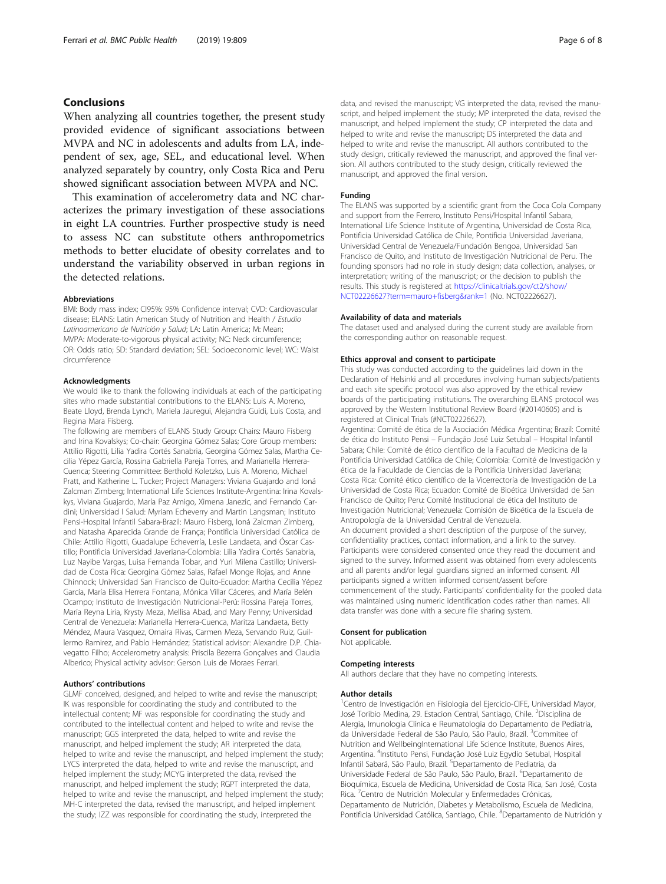## Conclusions

When analyzing all countries together, the present study provided evidence of significant associations between MVPA and NC in adolescents and adults from LA, independent of sex, age, SEL, and educational level. When analyzed separately by country, only Costa Rica and Peru showed significant association between MVPA and NC.

This examination of accelerometry data and NC characterizes the primary investigation of these associations in eight LA countries. Further prospective study is need to assess NC can substitute others anthropometrics methods to better elucidate of obesity correlates and to understand the variability observed in urban regions in the detected relations.

### Abbreviations

BMI: Body mass index; CI95%: 95% Confidence interval; CVD: Cardiovascular disease; ELANS: Latin American Study of Nutrition and Health / *Estudio Latinoamericano de Nutrición y Salud*; LA: Latin America; M: Mean; MVPA: Moderate-to-vigorous physical activity; NC: Neck circumference; OR: Odds ratio; SD: Standard deviation; SEL: Socioeconomic level; WC: Waist circumference

### Acknowledgments

We would like to thank the following individuals at each of the participating sites who made substantial contributions to the ELANS: Luis A. Moreno, Beate Lloyd, Brenda Lynch, Mariela Jauregui, Alejandra Guidi, Luis Costa, and Regina Mara Fisberg.

The following are members of ELANS Study Group: Chairs: Mauro Fisberg and Irina Kovalskys; Co-chair: Georgina Gómez Salas; Core Group members: Attilio Rigotti, Lilia Yadira Cortés Sanabria, Georgina Gómez Salas, Martha Cecilia Yépez García, Rossina Gabriella Pareja Torres, and Marianella Herrera-Cuenca; Steering Committee: Berthold Koletzko, Luis A. Moreno, Michael Pratt, and Katherine L. Tucker; Project Managers: Viviana Guajardo and Ioná Zalcman Zimberg; International Life Sciences Institute-Argentina: Irina Kovalskys, Viviana Guajardo, María Paz Amigo, Ximena Janezic, and Fernando Cardini; Universidad I Salud: Myriam Echeverry and Martin Langsman; Instituto Pensi-Hospital Infantil Sabara-Brazil: Mauro Fisberg, Ioná Zalcman Zimberg, and Natasha Aparecida Grande de França; Pontificia Universidad Católica de Chile: Attilio Rigotti, Guadalupe Echeverría, Leslie Landaeta, and Óscar Castillo; Pontificia Universidad Javeriana-Colombia: Lilia Yadira Cortés Sanabria, Luz Nayibe Vargas, Luisa Fernanda Tobar, and Yuri Milena Castillo; Universidad de Costa Rica: Georgina Gómez Salas, Rafael Monge Rojas, and Anne Chinnock; Universidad San Francisco de Quito-Ecuador: Martha Cecilia Yépez García, María Elisa Herrera Fontana, Mónica Villar Cáceres, and María Belén Ocampo; Instituto de Investigación Nutricional-Perú: Rossina Pareja Torres, María Reyna Liria, Krysty Meza, Mellisa Abad, and Mary Penny; Universidad Central de Venezuela: Marianella Herrera-Cuenca, Maritza Landaeta, Betty Méndez, Maura Vasquez, Omaira Rivas, Carmen Meza, Servando Ruiz, Guillermo Ramirez, and Pablo Hernández; Statistical advisor: Alexandre D.P. Chiavegatto Filho; Accelerometry analysis: Priscila Bezerra Gonçalves and Claudia Alberico; Physical activity advisor: Gerson Luis de Moraes Ferrari.

### Authors' contributions

GLMF conceived, designed, and helped to write and revise the manuscript; IK was responsible for coordinating the study and contributed to the intellectual content; MF was responsible for coordinating the study and contributed to the intellectual content and helped to write and revise the manuscript; GGS interpreted the data, helped to write and revise the manuscript, and helped implement the study; AR interpreted the data, helped to write and revise the manuscript, and helped implement the study; LYCS interpreted the data, helped to write and revise the manuscript, and helped implement the study; MCYG interpreted the data, revised the manuscript, and helped implement the study; RGPT interpreted the data, helped to write and revise the manuscript, and helped implement the study; MH-C interpreted the data, revised the manuscript, and helped implement the study; IZZ was responsible for coordinating the study, interpreted the data, and revised the manuscript; VG interpreted the data, revised the manuscript, and helped implement the study; MP interpreted the data, revised the manuscript, and helped implement the study; CP interpreted the data and helped to write and revise the manuscript; DS interpreted the data and helped to write and revise the manuscript. All authors contributed to the study design, critically reviewed the manuscript, and approved the final version. All authors contributed to the study design, critically reviewed the manuscript, and approved the final version.

### Funding

The ELANS was supported by a scientific grant from the Coca Cola Company and support from the Ferrero, Instituto Pensi/Hospital Infantil Sabara, International Life Science Institute of Argentina, Universidad de Costa Rica, Pontificia Universidad Católica de Chile, Pontificia Universidad Javeriana, Universidad Central de Venezuela/Fundación Bengoa, Universidad San Francisco de Quito, and Instituto de Investigación Nutricional de Peru. The founding sponsors had no role in study design; data collection, analyses, or interpretation; writing of the manuscript; or the decision to publish the results. This study is registered at https://clinicaltrials.gov/ct2/show/NCT02226627?term=mauro+fisberg&rank=1 (No. NCT02226627).

### Availability of data and materials

The dataset used and analysed during the current study are available from the corresponding author on reasonable request.

### Ethics approval and consent to participate

This study was conducted according to the guidelines laid down in the Declaration of Helsinki and all procedures involving human subjects/patients and each site specific protocol was also approved by the ethical review boards of the participating institutions. The overarching ELANS protocol was approved by the Western Institutional Review Board (#20140605) and is registered at Clinical Trials (#NCT02226627).

Argentina: Comité de ética de la Asociación Médica Argentina; Brazil: Comité de ética do Instituto Pensi – Fundação José Luiz Setubal – Hospital Infantil Sabara; Chile: Comité de ético científico de la Facultad de Medicina de la Pontificia Universidad Católica de Chile; Colombia: Comité de Investigación y ética de la Faculdade de Ciencias de la Pontificia Universidad Javeriana; Costa Rica: Comité ético científico de la Vicerrectoría de Investigación de La Universidad de Costa Rica; Ecuador: Comité de Bioética Universidad de San Francisco de Quito; Peru: Comité Institucional de ética del Instituto de Investigación Nutricional; Venezuela: Comisión de Bioética de la Escuela de Antropología de la Universidad Central de Venezuela.

An document provided a short description of the purpose of the survey, confidentiality practices, contact information, and a link to the survey. Participants were considered consented once they read the document and signed to the survey. Informed assent was obtained from every adolescents and all parents and/or legal guardians signed an informed consent. All participants signed a written informed consent/assent before commencement of the study. Participants' confidentiality for the pooled data was maintained using numeric identification codes rather than names. All data transfer was done with a secure file sharing system.

### Consent for publication

Not applicable.

### Competing interests

All authors declare that they have no competing interests.

### Author details

[1]Centro de Investigación en Fisiologia del Ejercicio-CIFE, Universidad Mayor, José Toribio Medina, 29. Estacion Central, Santiago, Chile. [2]Disciplina de Alergia, Imunologia Clínica e Reumatologia do Departamento de Pediatria, da Universidade Federal de São Paulo, São Paulo, Brazil. [3]Commitee of Nutrition and WellbeingInternational Life Science Institute, Buenos Aires, Argentina. [4]Instituto Pensi, Fundação José Luiz Egydio Setubal, Hospital Infantil Sabará, São Paulo, Brazil. [5]Departamento de Pediatria, da Universidade Federal de São Paulo, São Paulo, Brazil. [6]Departamento de Bioquímica, Escuela de Medicina, Universidad de Costa Rica, San José, Costa Rica. [7]Centro de Nutrición Molecular y Enfermedades Crónicas, Departamento de Nutrición, Diabetes y Metabolismo, Escuela de Medicina, Pontificia Universidad Católica, Santiago, Chile. [8]Departamento de Nutrición y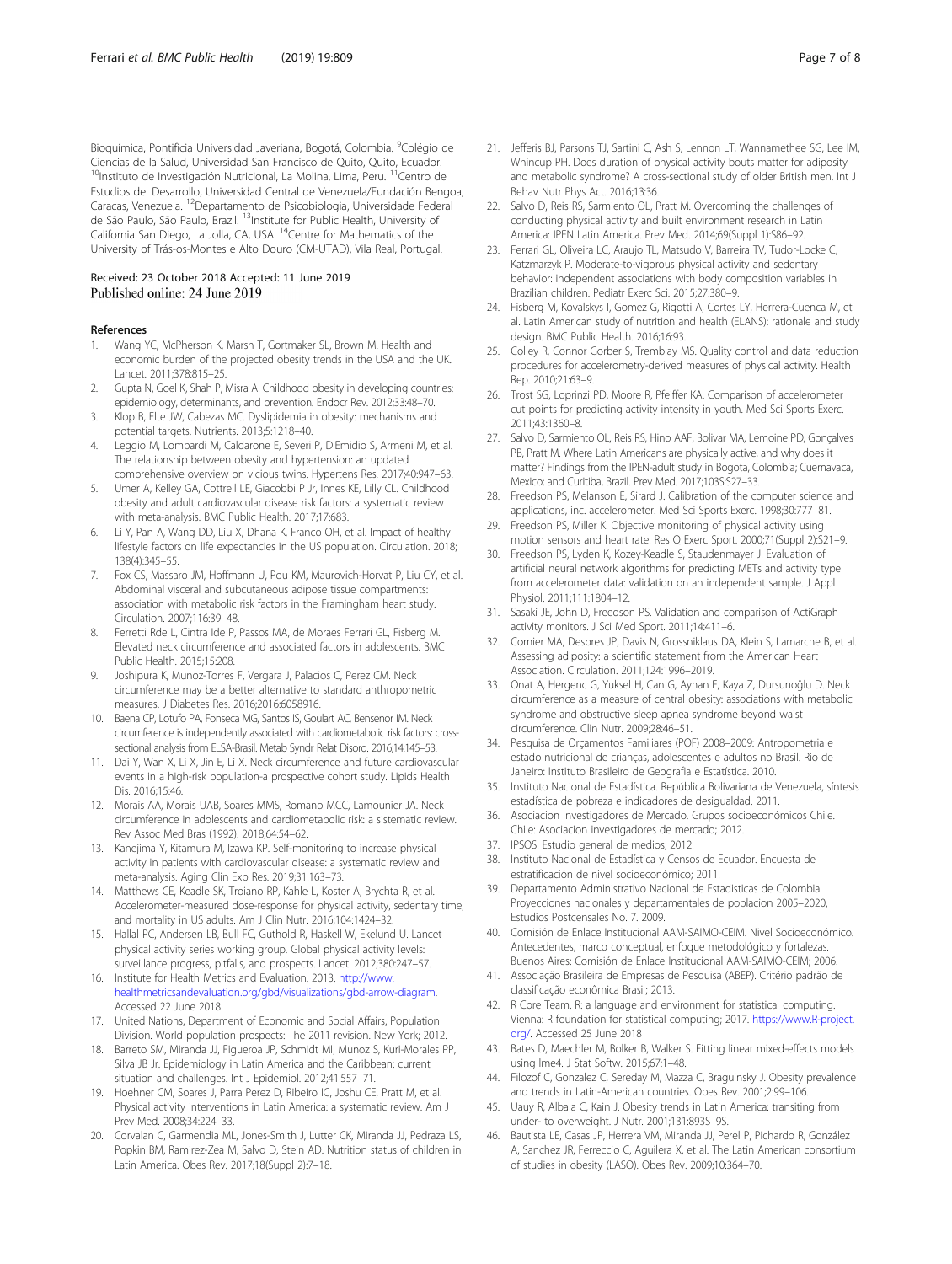Bioquímica, Pontificia Universidad Javeriana, Bogotá, Colombia. [9]Colégio de Ciencias de la Salud, Universidad San Francisco de Quito, Quito, Ecuador. [10]Instituto de Investigación Nutricional, La Molina, Lima, Peru. [11]Centro de Estudios del Desarrollo, Universidad Central de Venezuela/Fundación Bengoa, Caracas, Venezuela. [12]Departamento de Psicobiologia, Universidade Federal de São Paulo, São Paulo, Brazil. [13]Institute for Public Health, University of California San Diego, La Jolla, CA, USA. [14]Centre for Mathematics of the University of Trás-os-Montes e Alto Douro (CM-UTAD), Vila Real, Portugal.

Received: 23 October 2018 Accepted: 11 June 2019
Published online: 24 June 2019

## References

1. Wang YC, McPherson K, Marsh T, Gortmaker SL, Brown M. Health and economic burden of the projected obesity trends in the USA and the UK. Lancet. 2011;378:815–25.
2. Gupta N, Goel K, Shah P, Misra A. Childhood obesity in developing countries: epidemiology, determinants, and prevention. Endocr Rev. 2012;33:48–70.
3. Klop B, Elte JW, Cabezas MC. Dyslipidemia in obesity: mechanisms and potential targets. Nutrients. 2013;5:1218–40.
4. Leggio M, Lombardi M, Caldarone E, Severi P, D'Emidio S, Armeni M, et al. The relationship between obesity and hypertension: an updated comprehensive overview on vicious twins. Hypertens Res. 2017;40:947–63.
5. Umer A, Kelley GA, Cottrell LE, Giacobbi P Jr, Innes KE, Lilly CL. Childhood obesity and adult cardiovascular disease risk factors: a systematic review with meta-analysis. BMC Public Health. 2017;17:683.
6. Li Y, Pan A, Wang DD, Liu X, Dhana K, Franco OH, et al. Impact of healthy lifestyle factors on life expectancies in the US population. Circulation. 2018; 138(4):345–55.
7. Fox CS, Massaro JM, Hoffmann U, Pou KM, Maurovich-Horvat P, Liu CY, et al. Abdominal visceral and subcutaneous adipose tissue compartments: association with metabolic risk factors in the Framingham heart study. Circulation. 2007;116:39–48.
8. Ferretti Rde L, Cintra Ide P, Passos MA, de Moraes Ferrari GL, Fisberg M. Elevated neck circumference and associated factors in adolescents. BMC Public Health. 2015;15:208.
9. Joshipura K, Munoz-Torres F, Vergara J, Palacios C, Perez CM. Neck circumference may be a better alternative to standard anthropometric measures. J Diabetes Res. 2016;2016:6058916.
10. Baena CP, Lotufo PA, Fonseca MG, Santos IS, Goulart AC, Bensenor IM. Neck circumference is independently associated with cardiometabolic risk factors: cross-sectional analysis from ELSA-Brasil. Metab Syndr Relat Disord. 2016;14:145–53.
11. Dai Y, Wan X, Li X, Jin E, Li X. Neck circumference and future cardiovascular events in a high-risk population-a prospective cohort study. Lipids Health Dis. 2016;15:46.
12. Morais AA, Morais UAB, Soares MMS, Romano MCC, Lamounier JA. Neck circumference in adolescents and cardiometabolic risk: a sistematic review. Rev Assoc Med Bras (1992). 2018;64:54–62.
13. Kanejima Y, Kitamura M, Izawa KP. Self-monitoring to increase physical activity in patients with cardiovascular disease: a systematic review and meta-analysis. Aging Clin Exp Res. 2019;31:163–73.
14. Matthews CE, Keadle SK, Troiano RP, Kahle L, Koster A, Brychta R, et al. Accelerometer-measured dose-response for physical activity, sedentary time, and mortality in US adults. Am J Clin Nutr. 2016;104:1424–32.
15. Hallal PC, Andersen LB, Bull FC, Guthold R, Haskell W, Ekelund U. Lancet physical activity series working group. Global physical activity levels: surveillance progress, pitfalls, and prospects. Lancet. 2012;380:247–57.
16. Institute for Health Metrics and Evaluation. 2013. http://www.healthmetricsandevaluation.org/gbd/visualizations/gbd-arrow-diagram. Accessed 22 June 2018.
17. United Nations, Department of Economic and Social Affairs, Population Division. World population prospects: The 2011 revision. New York; 2012.
18. Barreto SM, Miranda JJ, Figueroa JP, Schmidt MI, Munoz S, Kuri-Morales PP, Silva JB Jr. Epidemiology in Latin America and the Caribbean: current situation and challenges. Int J Epidemiol. 2012;41:557–71.
19. Hoehner CM, Soares J, Parra Perez D, Ribeiro IC, Joshu CE, Pratt M, et al. Physical activity interventions in Latin America: a systematic review. Am J Prev Med. 2008;34:224–33.
20. Corvalan C, Garmendia ML, Jones-Smith J, Lutter CK, Miranda JJ, Pedraza LS, Popkin BM, Ramirez-Zea M, Salvo D, Stein AD. Nutrition status of children in Latin America. Obes Rev. 2017;18(Suppl 2):7–18.
21. Jefferis BJ, Parsons TJ, Sartini C, Ash S, Lennon LT, Wannamethee SG, Lee IM, Whincup PH. Does duration of physical activity bouts matter for adiposity and metabolic syndrome? A cross-sectional study of older British men. Int J Behav Nutr Phys Act. 2016;13:36.
22. Salvo D, Reis RS, Sarmiento OL, Pratt M. Overcoming the challenges of conducting physical activity and built environment research in Latin America: IPEN Latin America. Prev Med. 2014;69(Suppl 1):S86–92.
23. Ferrari GL, Oliveira LC, Araujo TL, Matsudo V, Barreira TV, Tudor-Locke C, Katzmarzyk P. Moderate-to-vigorous physical activity and sedentary behavior: independent associations with body composition variables in Brazilian children. Pediatr Exerc Sci. 2015;27:380–9.
24. Fisberg M, Kovalskys I, Gomez G, Rigotti A, Cortes LY, Herrera-Cuenca M, et al. Latin American study of nutrition and health (ELANS): rationale and study design. BMC Public Health. 2016;16:93.
25. Colley R, Connor Gorber S, Tremblay MS. Quality control and data reduction procedures for accelerometry-derived measures of physical activity. Health Rep. 2010;21:63–9.
26. Trost SG, Loprinzi PD, Moore R, Pfeiffer KA. Comparison of accelerometer cut points for predicting activity intensity in youth. Med Sci Sports Exerc. 2011;43:1360–8.
27. Salvo D, Sarmiento OL, Reis RS, Hino AAF, Bolivar MA, Lemoine PD, Gonçalves PB, Pratt M. Where Latin Americans are physically active, and why does it matter? Findings from the IPEN-adult study in Bogota, Colombia; Cuernavaca, Mexico; and Curitiba, Brazil. Prev Med. 2017;103S:S27–33.
28. Freedson PS, Melanson E, Sirard J. Calibration of the computer science and applications, inc. accelerometer. Med Sci Sports Exerc. 1998;30:777–81.
29. Freedson PS, Miller K. Objective monitoring of physical activity using motion sensors and heart rate. Res Q Exerc Sport. 2000;71(Suppl 2):S21–9.
30. Freedson PS, Lyden K, Kozey-Keadle S, Staudenmayer J. Evaluation of artificial neural network algorithms for predicting METs and activity type from accelerometer data: validation on an independent sample. J Appl Physiol. 2011;111:1804–12.
31. Sasaki JE, John D, Freedson PS. Validation and comparison of ActiGraph activity monitors. J Sci Med Sport. 2011;14:411–6.
32. Cornier MA, Despres JP, Davis N, Grossniklaus DA, Klein S, Lamarche B, et al. Assessing adiposity: a scientific statement from the American Heart Association. Circulation. 2011;124:1996–2019.
33. Onat A, Hergenc G, Yuksel H, Can G, Ayhan E, Kaya Z, Dursunoğlu D. Neck circumference as a measure of central obesity: associations with metabolic syndrome and obstructive sleep apnea syndrome beyond waist circumference. Clin Nutr. 2009;28:46–51.
34. Pesquisa de Orçamentos Familiares (POF) 2008–2009: Antropometria e estado nutricional de crianças, adolescentes e adultos no Brasil. Rio de Janeiro: Instituto Brasileiro de Geografia e Estatística. 2010.
35. Instituto Nacional de Estadística. República Bolivariana de Venezuela, síntesis estadística de pobreza e indicadores de desigualdad. 2011.
36. Asociacion Investigadores de Mercado. Grupos socioeconómicos Chile. Chile: Asociacion investigadores de mercado; 2012.
37. IPSOS. Estudio general de medios; 2012.
38. Instituto Nacional de Estadística y Censos de Ecuador. Encuesta de estratificación de nivel socioeconómico; 2011.
39. Departamento Administrativo Nacional de Estadisticas de Colombia. Proyecciones nacionales y departamentales de poblacion 2005–2020, Estudios Postcensales No. 7. 2009.
40. Comisión de Enlace Institucional AAM-SAIMO-CEIM. Nivel Socioeconómico. Antecedentes, marco conceptual, enfoque metodológico y fortalezas. Buenos Aires: Comisión de Enlace Institucional AAM-SAIMO-CEIM; 2006.
41. Associação Brasileira de Empresas de Pesquisa (ABEP). Critério padrão de classificação econômica Brasil; 2013.
42. R Core Team. R: a language and environment for statistical computing. Vienna: R foundation for statistical computing; 2017. https://www.R-project.org/. Accessed 25 June 2018
43. Bates D, Maechler M, Bolker B, Walker S. Fitting linear mixed-effects models using lme4. J Stat Softw. 2015;67:1–48.
44. Filozof C, Gonzalez C, Sereday M, Mazza C, Braguinsky J. Obesity prevalence and trends in Latin-American countries. Obes Rev. 2001;2:99–106.
45. Uauy R, Albala C, Kain J. Obesity trends in Latin America: transiting from under- to overweight. J Nutr. 2001;131:893S–9S.
46. Bautista LE, Casas JP, Herrera VM, Miranda JJ, Perel P, Pichardo R, González A, Sanchez JR, Ferreccio C, Aguilera X, et al. The Latin American consortium of studies in obesity (LASO). Obes Rev. 2009;10:364–70.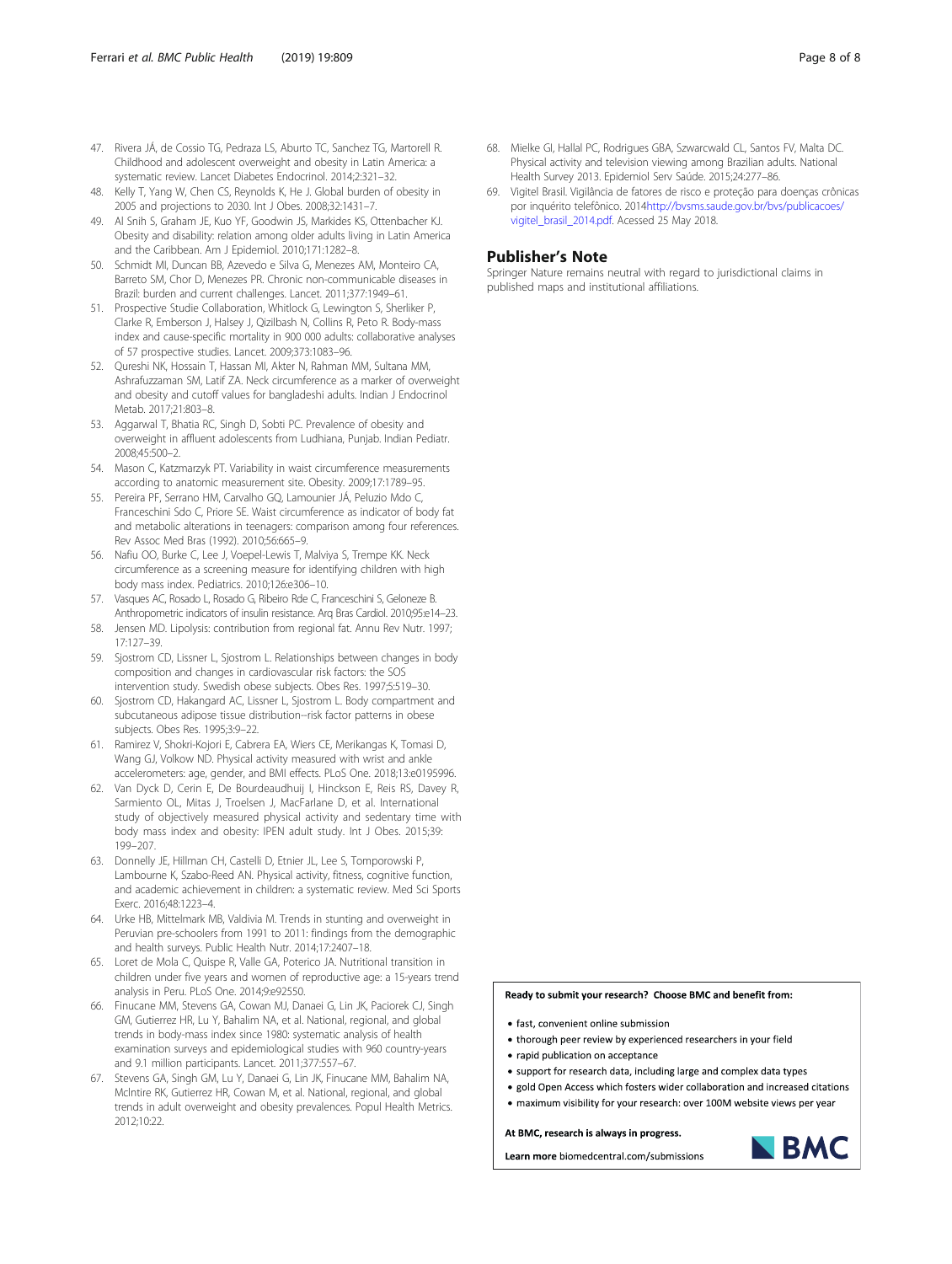47. Rivera JÁ, de Cossio TG, Pedraza LS, Aburto TC, Sanchez TG, Martorell R. Childhood and adolescent overweight and obesity in Latin America: a systematic review. Lancet Diabetes Endocrinol. 2014;2:321–32.
48. Kelly T, Yang W, Chen CS, Reynolds K, He J. Global burden of obesity in 2005 and projections to 2030. Int J Obes. 2008;32:1431–7.
49. Al Snih S, Graham JE, Kuo YF, Goodwin JS, Markides KS, Ottenbacher KJ. Obesity and disability: relation among older adults living in Latin America and the Caribbean. Am J Epidemiol. 2010;171:1282–8.
50. Schmidt MI, Duncan BB, Azevedo e Silva G, Menezes AM, Monteiro CA, Barreto SM, Chor D, Menezes PR. Chronic non-communicable diseases in Brazil: burden and current challenges. Lancet. 2011;377:1949–61.
51. Prospective Studie Collaboration, Whitlock G, Lewington S, Sherliker P, Clarke R, Emberson J, Halsey J, Qizilbash N, Collins R, Peto R. Body-mass index and cause-specific mortality in 900 000 adults: collaborative analyses of 57 prospective studies. Lancet. 2009;373:1083–96.
52. Qureshi NK, Hossain T, Hassan MI, Akter N, Rahman MM, Sultana MM, Ashrafuzzaman SM, Latif ZA. Neck circumference as a marker of overweight and obesity and cutoff values for bangladeshi adults. Indian J Endocrinol Metab. 2017;21:803–8.
53. Aggarwal T, Bhatia RC, Singh D, Sobti PC. Prevalence of obesity and overweight in affluent adolescents from Ludhiana, Punjab. Indian Pediatr. 2008;45:500–2.
54. Mason C, Katzmarzyk PT. Variability in waist circumference measurements according to anatomic measurement site. Obesity. 2009;17:1789–95.
55. Pereira PF, Serrano HM, Carvalho GQ, Lamounier JÁ, Peluzio Mdo C, Franceschini Sdo C, Priore SE. Waist circumference as indicator of body fat and metabolic alterations in teenagers: comparison among four references. Rev Assoc Med Bras (1992). 2010;56:665–9.
56. Nafiu OO, Burke C, Lee J, Voepel-Lewis T, Malviya S, Trempe KK. Neck circumference as a screening measure for identifying children with high body mass index. Pediatrics. 2010;126:e306–10.
57. Vasques AC, Rosado L, Rosado G, Ribeiro Rde C, Franceschini S, Geloneze B. Anthropometric indicators of insulin resistance. Arq Bras Cardiol. 2010;95:e14–23.
58. Jensen MD. Lipolysis: contribution from regional fat. Annu Rev Nutr. 1997; 17:127–39.
59. Sjostrom CD, Lissner L, Sjostrom L. Relationships between changes in body composition and changes in cardiovascular risk factors: the SOS intervention study. Swedish obese subjects. Obes Res. 1997;5:519–30.
60. Sjostrom CD, Hakangard AC, Lissner L, Sjostrom L. Body compartment and subcutaneous adipose tissue distribution--risk factor patterns in obese subjects. Obes Res. 1995;3:9–22.
61. Ramirez V, Shokri-Kojori E, Cabrera EA, Wiers CE, Merikangas K, Tomasi D, Wang GJ, Volkow ND. Physical activity measured with wrist and ankle accelerometers: age, gender, and BMI effects. PLoS One. 2018;13:e0195996.
62. Van Dyck D, Cerin E, De Bourdeaudhuij I, Hinckson E, Reis RS, Davey R, Sarmiento OL, Mitas J, Troelsen J, MacFarlane D, et al. International study of objectively measured physical activity and sedentary time with body mass index and obesity: IPEN adult study. Int J Obes. 2015;39: 199–207.
63. Donnelly JE, Hillman CH, Castelli D, Etnier JL, Lee S, Tomporowski P, Lambourne K, Szabo-Reed AN. Physical activity, fitness, cognitive function, and academic achievement in children: a systematic review. Med Sci Sports Exerc. 2016;48:1223–4.
64. Urke HB, Mittelmark MB, Valdivia M. Trends in stunting and overweight in Peruvian pre-schoolers from 1991 to 2011: findings from the demographic and health surveys. Public Health Nutr. 2014;17:2407–18.
65. Loret de Mola C, Quispe R, Valle GA, Poterico JA. Nutritional transition in children under five years and women of reproductive age: a 15-years trend analysis in Peru. PLoS One. 2014;9:e92550.
66. Finucane MM, Stevens GA, Cowan MJ, Danaei G, Lin JK, Paciorek CJ, Singh GM, Gutierrez HR, Lu Y, Bahalim NA, et al. National, regional, and global trends in body-mass index since 1980: systematic analysis of health examination surveys and epidemiological studies with 960 country-years and 9.1 million participants. Lancet. 2011;377:557–67.
67. Stevens GA, Singh GM, Lu Y, Danaei G, Lin JK, Finucane MM, Bahalim NA, McIntire RK, Gutierrez HR, Cowan M, et al. National, regional, and global trends in adult overweight and obesity prevalences. Popul Health Metrics. 2012;10:22.
68. Mielke GI, Hallal PC, Rodrigues GBA, Szwarcwald CL, Santos FV, Malta DC. Physical activity and television viewing among Brazilian adults. National Health Survey 2013. Epidemiol Serv Saúde. 2015;24:277–86.
69. Vigitel Brasil. Vigilância de fatores de risco e proteção para doenças crônicas por inquérito telefônico. 2014http://bvsms.saude.gov.br/bvs/publicacoes/vigitel_brasil_2014.pdf. Acessed 25 May 2018.

## Publisher's Note

Springer Nature remains neutral with regard to jurisdictional claims in published maps and institutional affiliations.

**Ready to submit your research? Choose BMC and benefit from:**

- fast, convenient online submission
- thorough peer review by experienced researchers in your field
- rapid publication on acceptance
- support for research data, including large and complex data types
- gold Open Access which fosters wider collaboration and increased citations
- maximum visibility for your research: over 100M website views per year

**At BMC, research is always in progress.**

**Learn more** biomedcentral.com/submissions

BMC